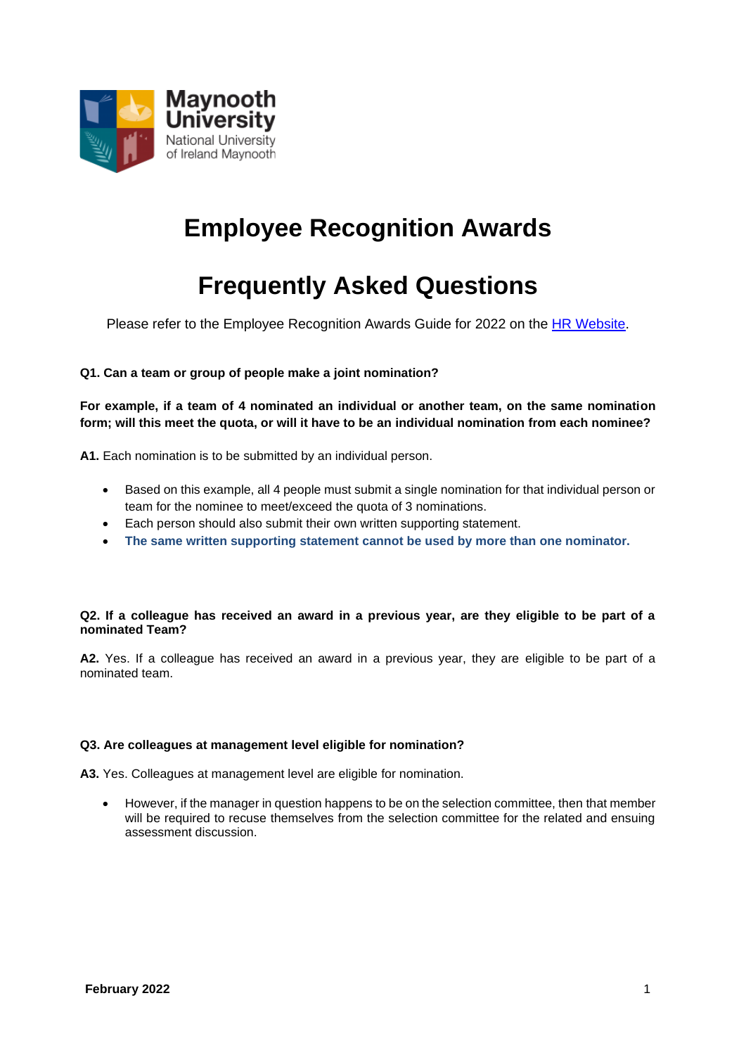# Employee Recognition Awards

# Frequently Asked Questions

Please refer to the Employee Recognition Awards Guide for 2022 on the [HR Website](HR Website).

**Q1. Can a team or group of people make a joint nomination?**

**For example, if a team of 4 nominated an individual or another team, on the same nomination form; will this meet the quota, or will it have to be an individual nomination from each nominee?**

**A1.** Each nomination is to be submitted by an individual person.

- Based on this example, all 4 people must submit a single nomination for that individual person or team for the nominee to meet/exceed the quota of 3 nominations.
- Each person should also submit their own written supporting statement.
- **The same written supporting statement cannot be used by more than one nominator.**

**Q2. If a colleague has received an award in a previous year, are they eligible to be part of a nominated Team?**

**A2.** Yes. If a colleague has received an award in a previous year, they are eligible to be part of a nominated team.

**Q3. Are colleagues at management level eligible for nomination?**

**A3.** Yes. Colleagues at management level are eligible for nomination.

- However, if the manager in question happens to be on the selection committee, then that member will be required to recuse themselves from the selection committee for the related and ensuing assessment discussion.

February 2022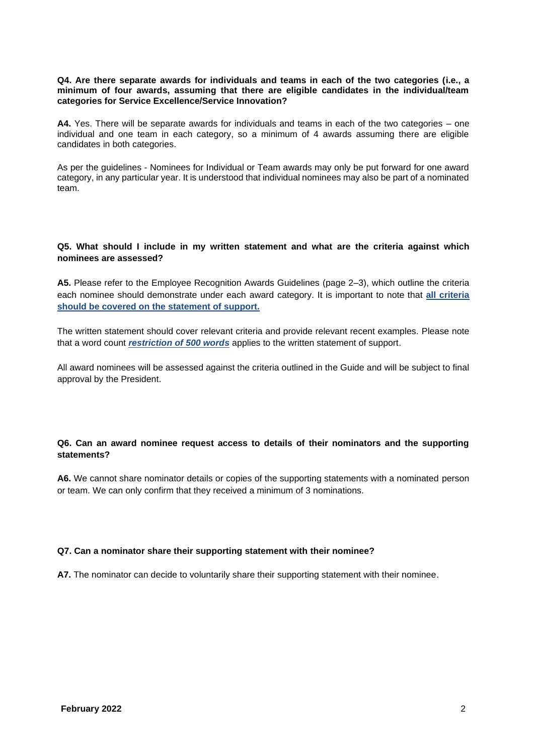**Q4. Are there separate awards for individuals and teams in each of the two categories (i.e., a minimum of four awards, assuming that there are eligible candidates in the individual/team categories for Service Excellence/Service Innovation?**

**A4.** Yes. There will be separate awards for individuals and teams in each of the two categories – one individual and one team in each category, so a minimum of 4 awards assuming there are eligible candidates in both categories.

As per the guidelines - Nominees for Individual or Team awards may only be put forward for one award category, in any particular year. It is understood that individual nominees may also be part of a nominated team.

**Q5. What should I include in my written statement and what are the criteria against which nominees are assessed?**

**A5.** Please refer to the Employee Recognition Awards Guidelines (page 2–3), which outline the criteria each nominee should demonstrate under each award category. It is important to note that **all criteria should be covered on the statement of support.**

The written statement should cover relevant criteria and provide relevant recent examples. Please note that a word count ***restriction of 500 words*** applies to the written statement of support.

All award nominees will be assessed against the criteria outlined in the Guide and will be subject to final approval by the President.

**Q6. Can an award nominee request access to details of their nominators and the supporting statements?**

**A6.** We cannot share nominator details or copies of the supporting statements with a nominated person or team. We can only confirm that they received a minimum of 3 nominations.

**Q7. Can a nominator share their supporting statement with their nominee?**

**A7.** The nominator can decide to voluntarily share their supporting statement with their nominee.

**February 2022**